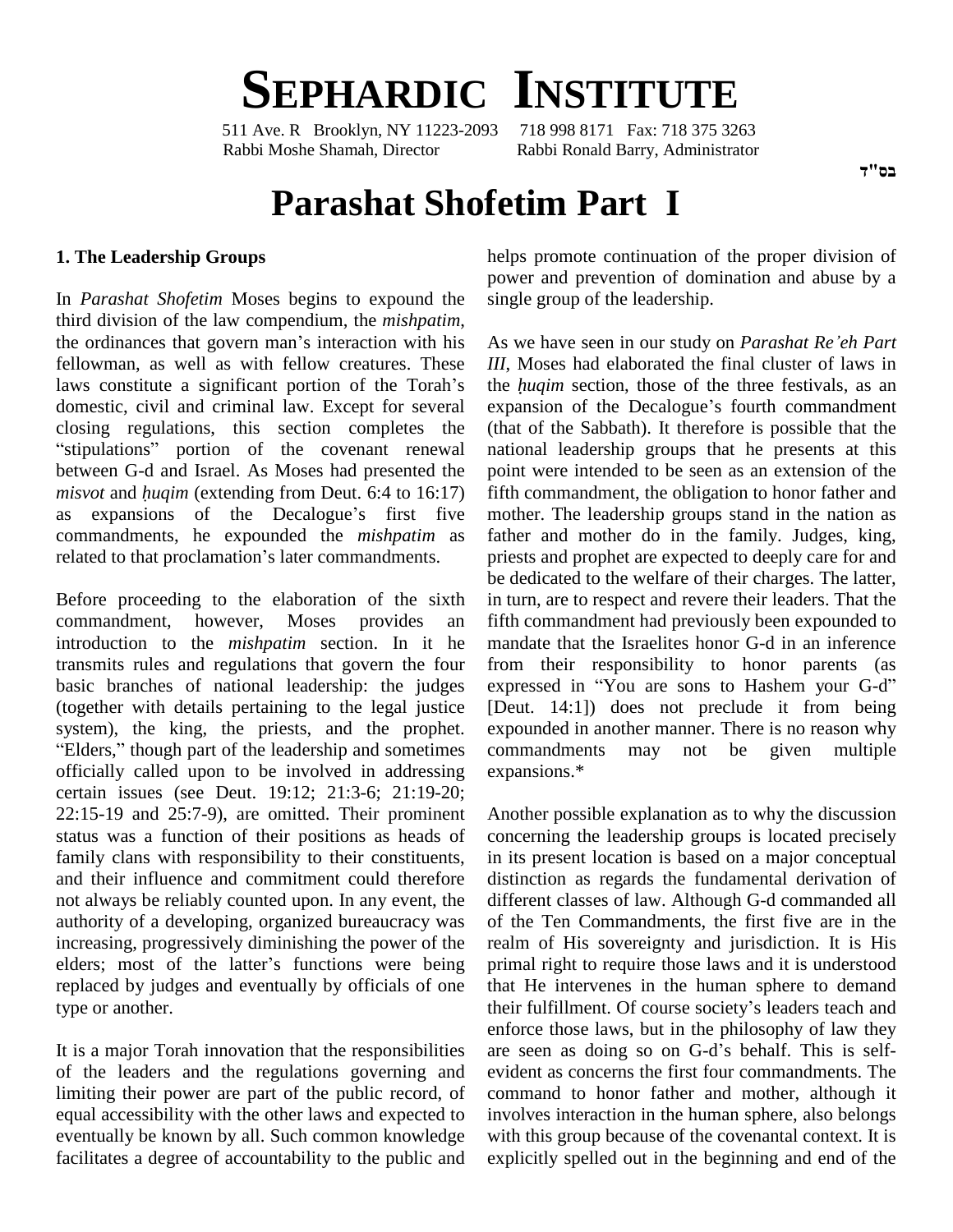# SEPHARDIC INSTITUTE

511 Ave. R Brooklyn, NY 11223-2093 718 998 8171 Fax: 718 375 3263
Rabbi Moshe Shamah, Director Rabbi Ronald Barry, Administrator

בס"ד

# Parashat Shofetim Part I

### 1. The Leadership Groups

In *Parashat Shofetim* Moses begins to expound the third division of the law compendium, the *mishpatim*, the ordinances that govern man's interaction with his fellowman, as well as with fellow creatures. These laws constitute a significant portion of the Torah's domestic, civil and criminal law. Except for several closing regulations, this section completes the "stipulations" portion of the covenant renewal between G-d and Israel. As Moses had presented the *misvot* and *ḥuqim* (extending from Deut. 6:4 to 16:17) as expansions of the Decalogue's first five commandments, he expounded the *mishpatim* as related to that proclamation's later commandments.

Before proceeding to the elaboration of the sixth commandment, however, Moses provides an introduction to the *mishpatim* section. In it he transmits rules and regulations that govern the four basic branches of national leadership: the judges (together with details pertaining to the legal justice system), the king, the priests, and the prophet. "Elders," though part of the leadership and sometimes officially called upon to be involved in addressing certain issues (see Deut. 19:12; 21:3-6; 21:19-20; 22:15-19 and 25:7-9), are omitted. Their prominent status was a function of their positions as heads of family clans with responsibility to their constituents, and their influence and commitment could therefore not always be reliably counted upon. In any event, the authority of a developing, organized bureaucracy was increasing, progressively diminishing the power of the elders; most of the latter's functions were being replaced by judges and eventually by officials of one type or another.

It is a major Torah innovation that the responsibilities of the leaders and the regulations governing and limiting their power are part of the public record, of equal accessibility with the other laws and expected to eventually be known by all. Such common knowledge facilitates a degree of accountability to the public and helps promote continuation of the proper division of power and prevention of domination and abuse by a single group of the leadership.

As we have seen in our study on *Parashat Re'eh Part III*, Moses had elaborated the final cluster of laws in the *ḥuqim* section, those of the three festivals, as an expansion of the Decalogue's fourth commandment (that of the Sabbath). It therefore is possible that the national leadership groups that he presents at this point were intended to be seen as an extension of the fifth commandment, the obligation to honor father and mother. The leadership groups stand in the nation as father and mother do in the family. Judges, king, priests and prophet are expected to deeply care for and be dedicated to the welfare of their charges. The latter, in turn, are to respect and revere their leaders. That the fifth commandment had previously been expounded to mandate that the Israelites honor G-d in an inference from their responsibility to honor parents (as expressed in "You are sons to Hashem your G-d" [Deut. 14:1]) does not preclude it from being expounded in another manner. There is no reason why commandments may not be given multiple expansions.*

Another possible explanation as to why the discussion concerning the leadership groups is located precisely in its present location is based on a major conceptual distinction as regards the fundamental derivation of different classes of law. Although G-d commanded all of the Ten Commandments, the first five are in the realm of His sovereignty and jurisdiction. It is His primal right to require those laws and it is understood that He intervenes in the human sphere to demand their fulfillment. Of course society's leaders teach and enforce those laws, but in the philosophy of law they are seen as doing so on G-d's behalf. This is self-evident as concerns the first four commandments. The command to honor father and mother, although it involves interaction in the human sphere, also belongs with this group because of the covenantal context. It is explicitly spelled out in the beginning and end of the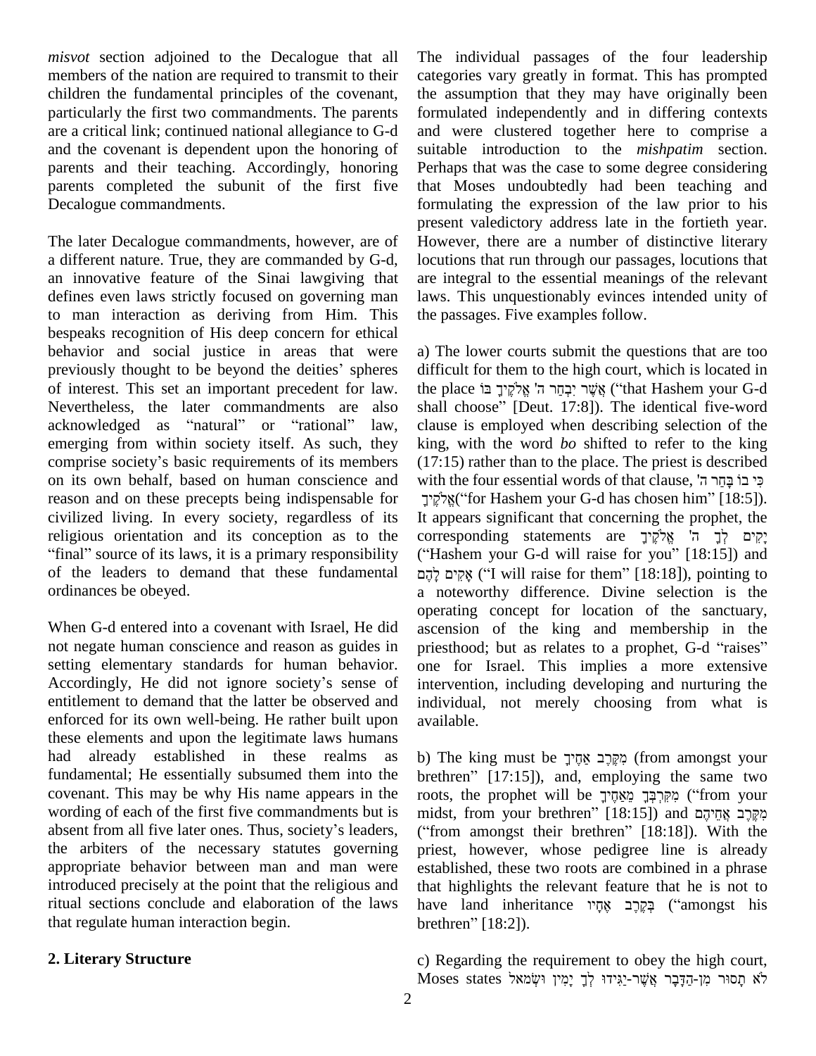*misvot* section adjoined to the Decalogue that all members of the nation are required to transmit to their children the fundamental principles of the covenant, particularly the first two commandments. The parents are a critical link; continued national allegiance to G-d and the covenant is dependent upon the honoring of parents and their teaching. Accordingly, honoring parents completed the subunit of the first five Decalogue commandments.

The later Decalogue commandments, however, are of a different nature. True, they are commanded by G-d, an innovative feature of the Sinai lawgiving that defines even laws strictly focused on governing man to man interaction as deriving from Him. This bespeaks recognition of His deep concern for ethical behavior and social justice in areas that were previously thought to be beyond the deities' spheres of interest. This set an important precedent for law. Nevertheless, the later commandments are also acknowledged as "natural" or "rational" law, emerging from within society itself. As such, they comprise society's basic requirements of its members on its own behalf, based on human conscience and reason and on these precepts being indispensable for civilized living. In every society, regardless of its religious orientation and its conception as to the "final" source of its laws, it is a primary responsibility of the leaders to demand that these fundamental ordinances be obeyed.

When G-d entered into a covenant with Israel, He did not negate human conscience and reason as guides in setting elementary standards for human behavior. Accordingly, He did not ignore society's sense of entitlement to demand that the latter be observed and enforced for its own well-being. He rather built upon these elements and upon the legitimate laws humans had already established in these realms as fundamental; He essentially subsumed them into the covenant. This may be why His name appears in the wording of each of the first five commandments but is absent from all five later ones. Thus, society's leaders, the arbiters of the necessary statutes governing appropriate behavior between man and man were introduced precisely at the point that the religious and ritual sections conclude and elaboration of the laws that regulate human interaction begin.

## 2. Literary Structure

The individual passages of the four leadership categories vary greatly in format. This has prompted the assumption that they may have originally been formulated independently and in differing contexts and were clustered together here to comprise a suitable introduction to the *mishpatim* section. Perhaps that was the case to some degree considering that Moses undoubtedly had been teaching and formulating the expression of the law prior to his present valedictory address late in the fortieth year. However, there are a number of distinctive literary locutions that run through our passages, locutions that are integral to the essential meanings of the relevant laws. This unquestionably evinces intended unity of the passages. Five examples follow.

a) The lower courts submit the questions that are too difficult for them to the high court, which is located in the place אֲשֶׁר יִבְחַר ה' אֱלֹקֶיךָ בּוֹ ("that Hashem your G-d shall choose" [Deut. 17:8]). The identical five-word clause is employed when describing selection of the king, with the word *bo* shifted to refer to the king (17:15) rather than to the place. The priest is described with the four essential words of that clause, כִּי בוֹ בָּחַר ה' אֱלֹקֶיךָ("for Hashem your G-d has chosen him" [18:5]). It appears significant that concerning the prophet, the corresponding statements are יָקִים לְךָ ה' אֱלֹקֶיךָ ("Hashem your G-d will raise for you" [18:15]) and אָקִים לָהֶם ("I will raise for them" [18:18]), pointing to a noteworthy difference. Divine selection is the operating concept for location of the sanctuary, ascension of the king and membership in the priesthood; but as relates to a prophet, G-d "raises" one for Israel. This implies a more extensive intervention, including developing and nurturing the individual, not merely choosing from what is available.

b) The king must be מִקֶּרֶב אַחֶיךָ (from amongst your brethren" [17:15]), and, employing the same two roots, the prophet will be מִקִּרְבְּךָ מֵאַחֶיךָ ("from your midst, from your brethren" [18:15]) and מִקֶּרֶב אֲחֵיהֶם ("from amongst their brethren" [18:18]). With the priest, however, whose pedigree line is already established, these two roots are combined in a phrase that highlights the relevant feature that he is not to have land inheritance בְּקֶרֶב אֶחָיו ("amongst his brethren" [18:2]).

c) Regarding the requirement to obey the high court, Moses states לֹא תָסוּר מִן-הַדָּבָר אֲשֶׁר-יַגִּידוּ לְךָ יָמִין וּשְׂמֹאל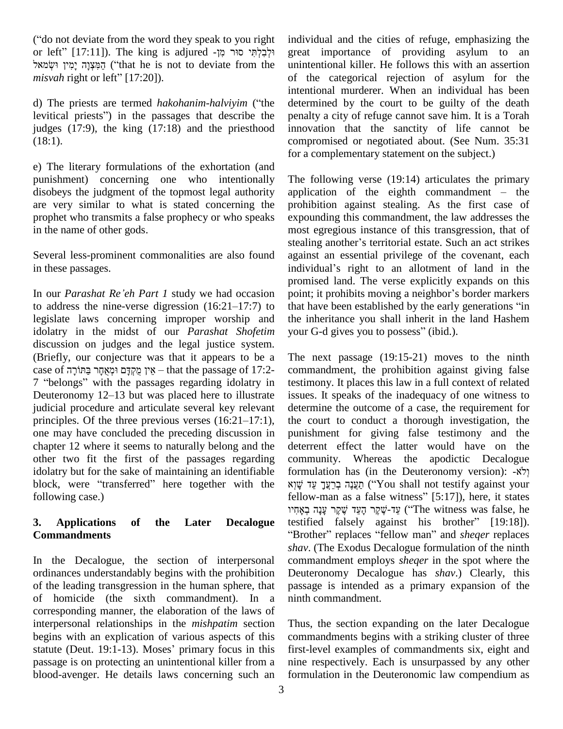("do not deviate from the word they speak to you right or left" [17:11]). The king is adjured וּלְבִלְתִּי סוּר מִן-הַמִּצְוָה יָמִין וּשְׂמֹאול ("that he is not to deviate from the *misvah* right or left" [17:20]).

d) The priests are termed *hakohanim-halviyim* ("the levitical priests") in the passages that describe the judges (17:9), the king (17:18) and the priesthood (18:1).

e) The literary formulations of the exhortation (and punishment) concerning one who intentionally disobeys the judgment of the topmost legal authority are very similar to what is stated concerning the prophet who transmits a false prophecy or who speaks in the name of other gods.

Several less-prominent commonalities are also found in these passages.

In our *Parashat Re'eh Part 1* study we had occasion to address the nine-verse digression (16:21–17:7) to legislate laws concerning improper worship and idolatry in the midst of our *Parashat Shofetim* discussion on judges and the legal justice system. (Briefly, our conjecture was that it appears to be a case of אֵין מֻקְדָּם וּמְאֻחָר בַּתּוֹרָה – that the passage of 17:2-7 "belongs" with the passages regarding idolatry in Deuteronomy 12–13 but was placed here to illustrate judicial procedure and articulate several key relevant principles. Of the three previous verses (16:21–17:1), one may have concluded the preceding discussion in chapter 12 where it seems to naturally belong and the other two fit the first of the passages regarding idolatry but for the sake of maintaining an identifiable block, were "transferred" here together with the following case.)

## 3. Applications of the Later Decalogue Commandments

In the Decalogue, the section of interpersonal ordinances understandably begins with the prohibition of the leading transgression in the human sphere, that of homicide (the sixth commandment). In a corresponding manner, the elaboration of the laws of interpersonal relationships in the *mishpatim* section begins with an explication of various aspects of this statute (Deut. 19:1-13). Moses' primary focus in this passage is on protecting an unintentional killer from a blood-avenger. He details laws concerning such an individual and the cities of refuge, emphasizing the great importance of providing asylum to an unintentional killer. He follows this with an assertion of the categorical rejection of asylum for the intentional murderer. When an individual has been determined by the court to be guilty of the death penalty a city of refuge cannot save him. It is a Torah innovation that the sanctity of life cannot be compromised or negotiated about. (See Num. 35:31 for a complementary statement on the subject.)

The following verse (19:14) articulates the primary application of the eighth commandment – the prohibition against stealing. As the first case of expounding this commandment, the law addresses the most egregious instance of this transgression, that of stealing another's territorial estate. Such an act strikes against an essential privilege of the covenant, each individual's right to an allotment of land in the promised land. The verse explicitly expands on this point; it prohibits moving a neighbor's border markers that have been established by the early generations "in the inheritance you shall inherit in the land Hashem your G-d gives you to possess" (ibid.).

The next passage (19:15-21) moves to the ninth commandment, the prohibition against giving false testimony. It places this law in a full context of related issues. It speaks of the inadequacy of one witness to determine the outcome of a case, the requirement for the court to conduct a thorough investigation, the punishment for giving false testimony and the deterrent effect the latter would have on the community. Whereas the apodictic Decalogue formulation has (in the Deuteronomy version): וְלֹא-תַעֲנֶה בְרֵעֲךָ עֵד שָׁוְא ("You shall not testify against your fellow-man as a false witness" [5:17]), here, it states עֵד-שֶׁקֶר הָעֵד שֶׁקֶר עָנָה בְאָחִיו ("The witness was false, he testified falsely against his brother" [19:18]). "Brother" replaces "fellow man" and *sheqer* replaces *shav*. (The Exodus Decalogue formulation of the ninth commandment employs *sheqer* in the spot where the Deuteronomy Decalogue has *shav*.) Clearly, this passage is intended as a primary expansion of the ninth commandment.

Thus, the section expanding on the later Decalogue commandments begins with a striking cluster of three first-level examples of commandments six, eight and nine respectively. Each is unsurpassed by any other formulation in the Deuteronomic law compendium as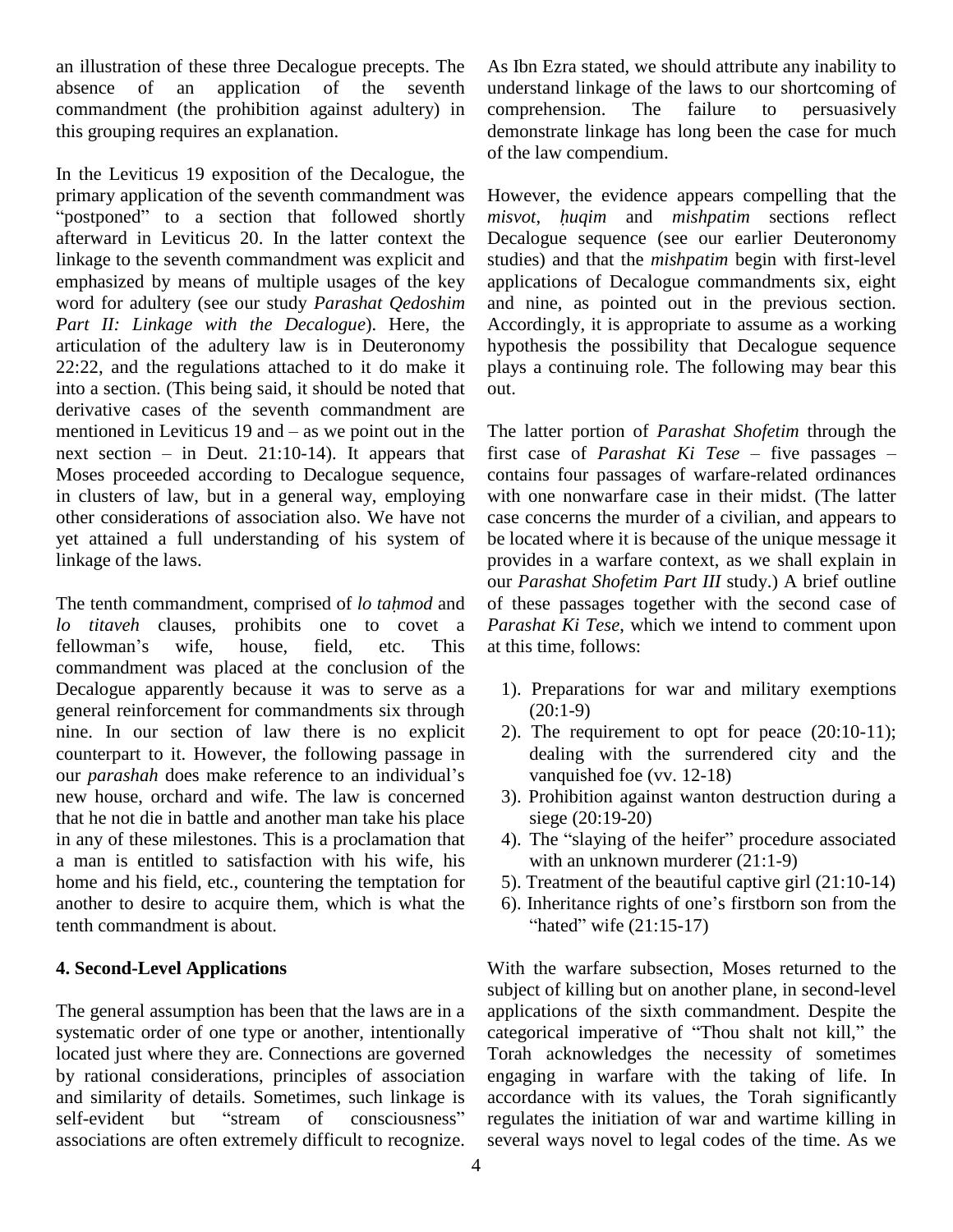an illustration of these three Decalogue precepts. The absence of an application of the seventh commandment (the prohibition against adultery) in this grouping requires an explanation.

In the Leviticus 19 exposition of the Decalogue, the primary application of the seventh commandment was "postponed" to a section that followed shortly afterward in Leviticus 20. In the latter context the linkage to the seventh commandment was explicit and emphasized by means of multiple usages of the key word for adultery (see our study *Parashat Qedoshim Part II: Linkage with the Decalogue*). Here, the articulation of the adultery law is in Deuteronomy 22:22, and the regulations attached to it do make it into a section. (This being said, it should be noted that derivative cases of the seventh commandment are mentioned in Leviticus 19 and – as we point out in the next section – in Deut. 21:10-14). It appears that Moses proceeded according to Decalogue sequence, in clusters of law, but in a general way, employing other considerations of association also. We have not yet attained a full understanding of his system of linkage of the laws.

The tenth commandment, comprised of *lo taḥmod* and *lo titaveh* clauses, prohibits one to covet a fellowman's wife, house, field, etc. This commandment was placed at the conclusion of the Decalogue apparently because it was to serve as a general reinforcement for commandments six through nine. In our section of law there is no explicit counterpart to it. However, the following passage in our *parashah* does make reference to an individual's new house, orchard and wife. The law is concerned that he not die in battle and another man take his place in any of these milestones. This is a proclamation that a man is entitled to satisfaction with his wife, his home and his field, etc., countering the temptation for another to desire to acquire them, which is what the tenth commandment is about.

## 4. Second-Level Applications

The general assumption has been that the laws are in a systematic order of one type or another, intentionally located just where they are. Connections are governed by rational considerations, principles of association and similarity of details. Sometimes, such linkage is self-evident but "stream of consciousness" associations are often extremely difficult to recognize. As Ibn Ezra stated, we should attribute any inability to understand linkage of the laws to our shortcoming of comprehension. The failure to persuasively demonstrate linkage has long been the case for much of the law compendium.

However, the evidence appears compelling that the *misvot*, *ḥuqim* and *mishpatim* sections reflect Decalogue sequence (see our earlier Deuteronomy studies) and that the *mishpatim* begin with first-level applications of Decalogue commandments six, eight and nine, as pointed out in the previous section. Accordingly, it is appropriate to assume as a working hypothesis the possibility that Decalogue sequence plays a continuing role. The following may bear this out.

The latter portion of *Parashat Shofetim* through the first case of *Parashat Ki Tese* – five passages – contains four passages of warfare-related ordinances with one nonwarfare case in their midst. (The latter case concerns the murder of a civilian, and appears to be located where it is because of the unique message it provides in a warfare context, as we shall explain in our *Parashat Shofetim Part III* study.) A brief outline of these passages together with the second case of *Parashat Ki Tese*, which we intend to comment upon at this time, follows:

1). Preparations for war and military exemptions (20:1-9)
2). The requirement to opt for peace (20:10-11); dealing with the surrendered city and the vanquished foe (vv. 12-18)
3). Prohibition against wanton destruction during a siege (20:19-20)
4). The "slaying of the heifer" procedure associated with an unknown murderer (21:1-9)
5). Treatment of the beautiful captive girl (21:10-14)
6). Inheritance rights of one's firstborn son from the "hated" wife (21:15-17)

With the warfare subsection, Moses returned to the subject of killing but on another plane, in second-level applications of the sixth commandment. Despite the categorical imperative of "Thou shalt not kill," the Torah acknowledges the necessity of sometimes engaging in warfare with the taking of life. In accordance with its values, the Torah significantly regulates the initiation of war and wartime killing in several ways novel to legal codes of the time. As we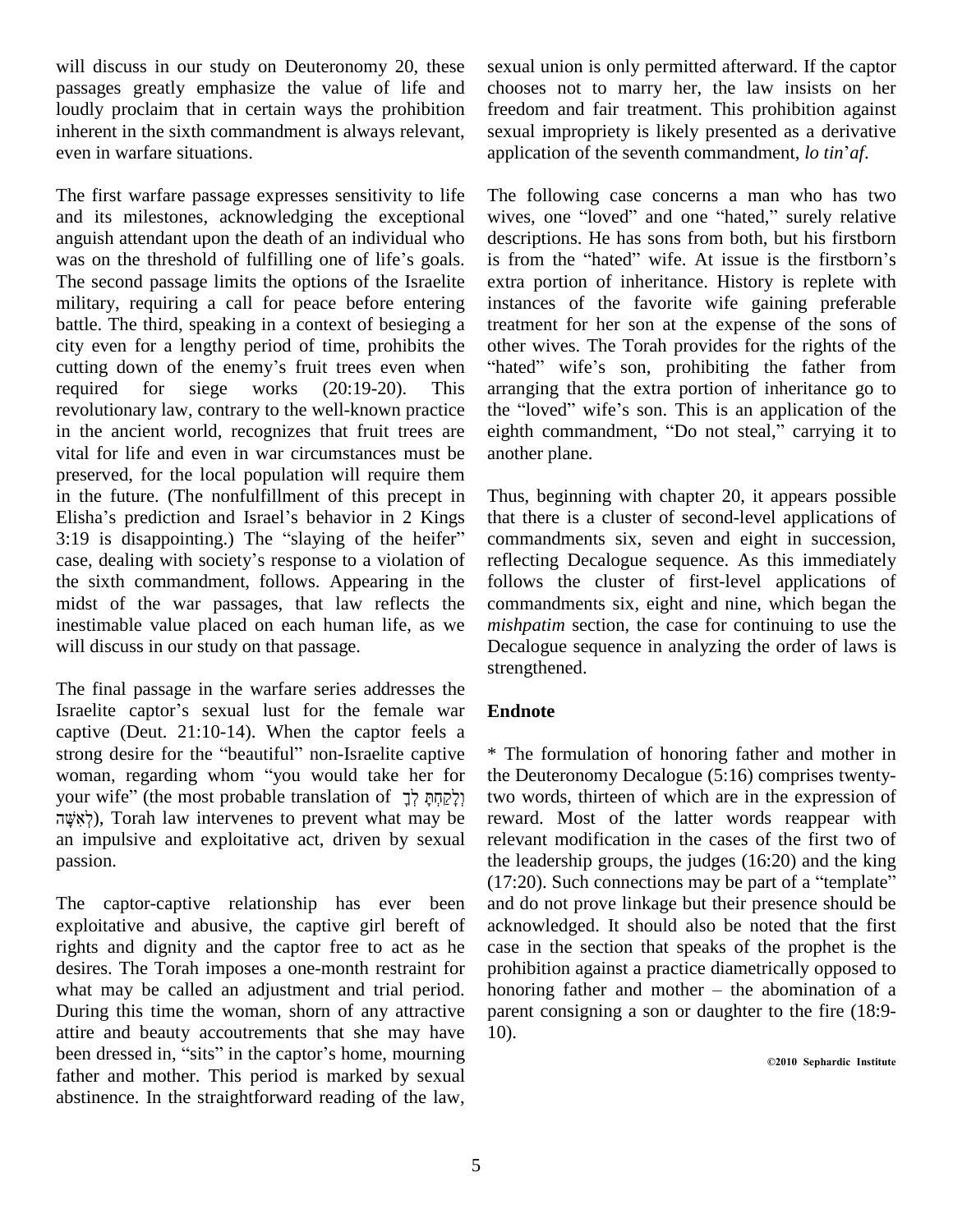will discuss in our study on Deuteronomy 20, these passages greatly emphasize the value of life and loudly proclaim that in certain ways the prohibition inherent in the sixth commandment is always relevant, even in warfare situations.

The first warfare passage expresses sensitivity to life and its milestones, acknowledging the exceptional anguish attendant upon the death of an individual who was on the threshold of fulfilling one of life's goals. The second passage limits the options of the Israelite military, requiring a call for peace before entering battle. The third, speaking in a context of besieging a city even for a lengthy period of time, prohibits the cutting down of the enemy's fruit trees even when required for siege works (20:19-20). This revolutionary law, contrary to the well-known practice in the ancient world, recognizes that fruit trees are vital for life and even in war circumstances must be preserved, for the local population will require them in the future. (The nonfulfillment of this precept in Elisha's prediction and Israel's behavior in 2 Kings 3:19 is disappointing.) The "slaying of the heifer" case, dealing with society's response to a violation of the sixth commandment, follows. Appearing in the midst of the war passages, that law reflects the inestimable value placed on each human life, as we will discuss in our study on that passage.

The final passage in the warfare series addresses the Israelite captor's sexual lust for the female war captive (Deut. 21:10-14). When the captor feels a strong desire for the "beautiful" non-Israelite captive woman, regarding whom "you would take her for your wife" (the most probable translation of וְלָקַחְתָּ לְךָ לְאִשָּׁה), Torah law intervenes to prevent what may be an impulsive and exploitative act, driven by sexual passion.

The captor-captive relationship has ever been exploitative and abusive, the captive girl bereft of rights and dignity and the captor free to act as he desires. The Torah imposes a one-month restraint for what may be called an adjustment and trial period. During this time the woman, shorn of any attractive attire and beauty accoutrements that she may have been dressed in, "sits" in the captor's home, mourning father and mother. This period is marked by sexual abstinence. In the straightforward reading of the law, sexual union is only permitted afterward. If the captor chooses not to marry her, the law insists on her freedom and fair treatment. This prohibition against sexual impropriety is likely presented as a derivative application of the seventh commandment, *lo tin*'*af*.

The following case concerns a man who has two wives, one "loved" and one "hated," surely relative descriptions. He has sons from both, but his firstborn is from the "hated" wife. At issue is the firstborn's extra portion of inheritance. History is replete with instances of the favorite wife gaining preferable treatment for her son at the expense of the sons of other wives. The Torah provides for the rights of the "hated" wife's son, prohibiting the father from arranging that the extra portion of inheritance go to the "loved" wife's son. This is an application of the eighth commandment, "Do not steal," carrying it to another plane.

Thus, beginning with chapter 20, it appears possible that there is a cluster of second-level applications of commandments six, seven and eight in succession, reflecting Decalogue sequence. As this immediately follows the cluster of first-level applications of commandments six, eight and nine, which began the *mishpatim* section, the case for continuing to use the Decalogue sequence in analyzing the order of laws is strengthened.

## Endnote

* The formulation of honoring father and mother in the Deuteronomy Decalogue (5:16) comprises twenty-two words, thirteen of which are in the expression of reward. Most of the latter words reappear with relevant modification in the cases of the first two of the leadership groups, the judges (16:20) and the king (17:20). Such connections may be part of a "template" and do not prove linkage but their presence should be acknowledged. It should also be noted that the first case in the section that speaks of the prophet is the prohibition against a practice diametrically opposed to honoring father and mother – the abomination of a parent consigning a son or daughter to the fire (18:9-10).

**©2010 Sephardic Institute**